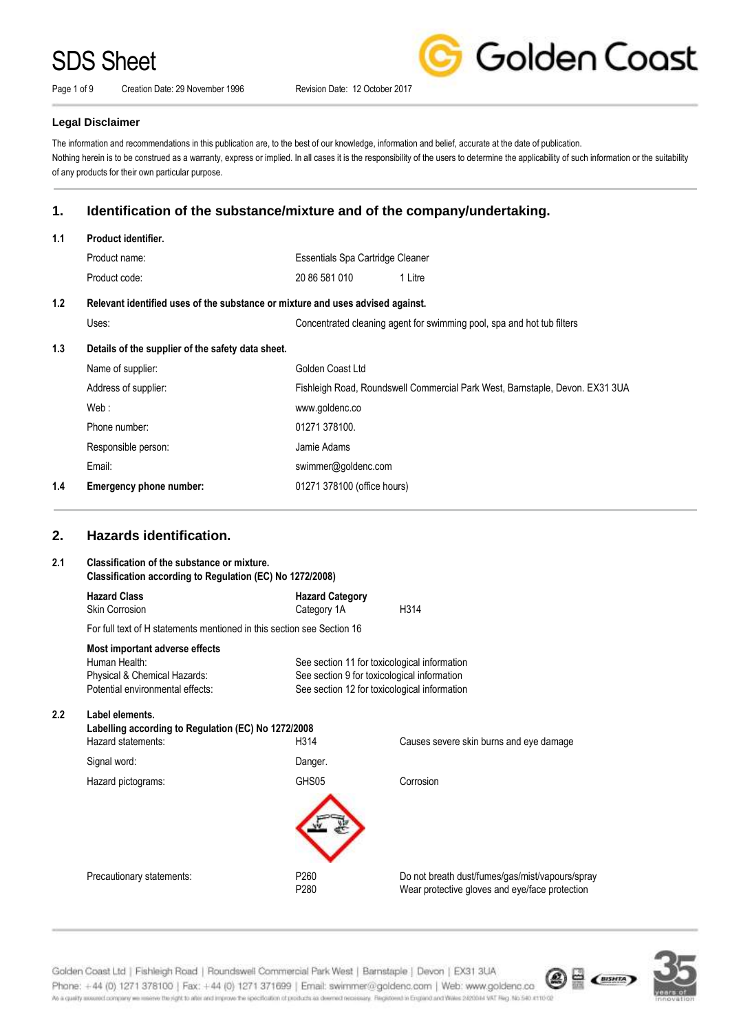# SDS Sheet

Creation Date: 29 November 1996 Revision Date: 12 October 2017

### Legal Disclaimer

The information and recommendations in this publication are, to the best of our knowledge, information and belief, accurate at the date of publication.
Nothing herein is to be construed as a warranty, express or implied. In all cases it is the responsibility of the users to determine the applicability of such information or the suitability of any products for their own particular purpose.

## 1. Identification of the substance/mixture and of the company/undertaking.

### 1.1 Product identifier.

| | | |
|---|---|---|
| Product name: | Essentials Spa Cartridge Cleaner | |
| Product code: | 20 86 581 010 | 1 Litre |

### 1.2 Relevant identified uses of the substance or mixture and uses advised against.

| | |
|---|---|
| Uses: | Concentrated cleaning agent for swimming pool, spa and hot tub filters |

### 1.3 Details of the supplier of the safety data sheet.

| | |
|---|---|
| Name of supplier: | Golden Coast Ltd |
| Address of supplier: | Fishleigh Road, Roundswell Commercial Park West, Barnstaple, Devon. EX31 3UA |
| Web : | www.goldenc.co |
| Phone number: | 01271 378100. |
| Responsible person: | Jamie Adams |
| Email: | swimmer@goldenc.com |

### 1.4 Emergency phone number: 01271 378100 (office hours)

## 2. Hazards identification.

### 2.1 Classification of the substance or mixture. Classification according to Regulation (EC) No 1272/2008)

| Hazard Class | Hazard Category | |
|---|---|---|
| Skin Corrosion | Category 1A | H314 |

For full text of H statements mentioned in this section see Section 16

**Most important adverse effects**

| | |
|---|---|
| Human Health: | See section 11 for toxicological information |
| Physical & Chemical Hazards: | See section 9 for toxicological information |
| Potential environmental effects: | See section 12 for toxicological information |

### 2.2 Label elements. Labelling according to Regulation (EC) No 1272/2008

| | | |
|---|---|---|
| Hazard statements: | H314 | Causes severe skin burns and eye damage |
| Signal word: | Danger. | |
| Hazard pictograms: | GHS05 | Corrosion |
| Precautionary statements: | P260 | Do not breath dust/fumes/gas/mist/vapours/spray |
| | P280 | Wear protective gloves and eye/face protection |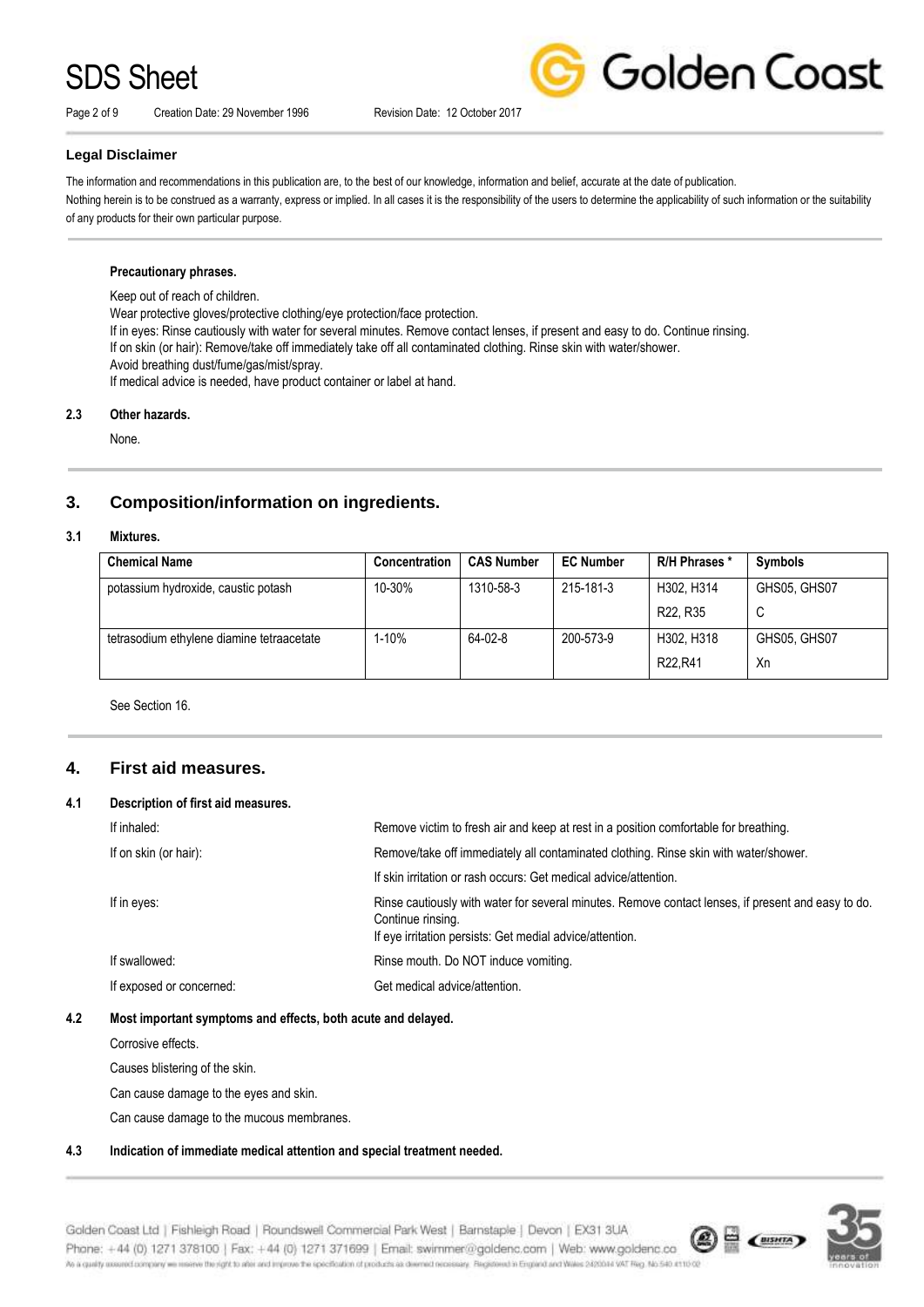### Legal Disclaimer

The information and recommendations in this publication are, to the best of our knowledge, information and belief, accurate at the date of publication.
Nothing herein is to be construed as a warranty, express or implied. In all cases it is the responsibility of the users to determine the applicability of such information or the suitability of any products for their own particular purpose.

**Precautionary phrases.**

Keep out of reach of children.
Wear protective gloves/protective clothing/eye protection/face protection.
If in eyes: Rinse cautiously with water for several minutes. Remove contact lenses, if present and easy to do. Continue rinsing.
If on skin (or hair): Remove/take off immediately all contaminated clothing. Rinse skin with water/shower.
Avoid breathing dust/fume/gas/mist/spray.
If medical advice is needed, have product container or label at hand.

**2.3 Other hazards.**

None.

## 3. Composition/information on ingredients.

**3.1 Mixtures.**

| Chemical Name | Concentration | CAS Number | EC Number | R/H Phrases * | Symbols |
|---|---|---|---|---|---|
| potassium hydroxide, caustic potash | 10-30% | 1310-58-3 | 215-181-3 | H302, H314<br>R22, R35 | GHS05, GHS07<br>C |
| tetrasodium ethylene diamine tetraacetate | 1-10% | 64-02-8 | 200-573-9 | H302, H318<br>R22,R41 | GHS05, GHS07<br>Xn |

See Section 16.

## 4. First aid measures.

**4.1 Description of first aid measures.**

| | |
|---|---|
| If inhaled: | Remove victim to fresh air and keep at rest in a position comfortable for breathing. |
| If on skin (or hair): | Remove/take off immediately all contaminated clothing. Rinse skin with water/shower.<br>If skin irritation or rash occurs: Get medical advice/attention. |
| If in eyes: | Rinse cautiously with water for several minutes. Remove contact lenses, if present and easy to do. Continue rinsing.<br>If eye irritation persists: Get medial advice/attention. |
| If swallowed: | Rinse mouth. Do NOT induce vomiting. |
| If exposed or concerned: | Get medical advice/attention. |

**4.2 Most important symptoms and effects, both acute and delayed.**

Corrosive effects.

Causes blistering of the skin.

Can cause damage to the eyes and skin.

Can cause damage to the mucous membranes.

**4.3 Indication of immediate medical attention and special treatment needed.**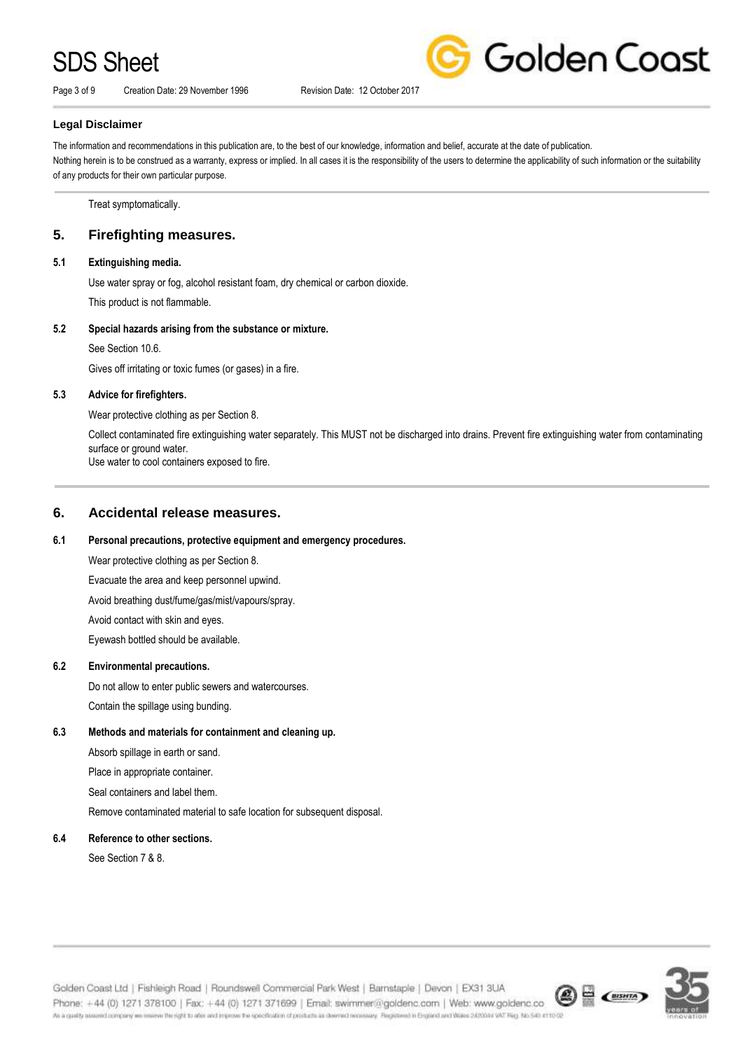**Legal Disclaimer**

The information and recommendations in this publication are, to the best of our knowledge, information and belief, accurate at the date of publication.
Nothing herein is to be construed as a warranty, express or implied. In all cases it is the responsibility of the users to determine the applicability of such information or the suitability of any products for their own particular purpose.

Treat symptomatically.

## 5. Firefighting measures.

### 5.1 Extinguishing media.

Use water spray or fog, alcohol resistant foam, dry chemical or carbon dioxide.

This product is not flammable.

### 5.2 Special hazards arising from the substance or mixture.

See Section 10.6.

Gives off irritating or toxic fumes (or gases) in a fire.

### 5.3 Advice for firefighters.

Wear protective clothing as per Section 8.

Collect contaminated fire extinguishing water separately. This MUST not be discharged into drains. Prevent fire extinguishing water from contaminating surface or ground water.
Use water to cool containers exposed to fire.

## 6. Accidental release measures.

### 6.1 Personal precautions, protective equipment and emergency procedures.

Wear protective clothing as per Section 8.

Evacuate the area and keep personnel upwind.

Avoid breathing dust/fume/gas/mist/vapours/spray.

Avoid contact with skin and eyes.

Eyewash bottled should be available.

### 6.2 Environmental precautions.

Do not allow to enter public sewers and watercourses.

Contain the spillage using bunding.

### 6.3 Methods and materials for containment and cleaning up.

Absorb spillage in earth or sand.

Place in appropriate container.

Seal containers and label them.

Remove contaminated material to safe location for subsequent disposal.

### 6.4 Reference to other sections.

See Section 7 & 8.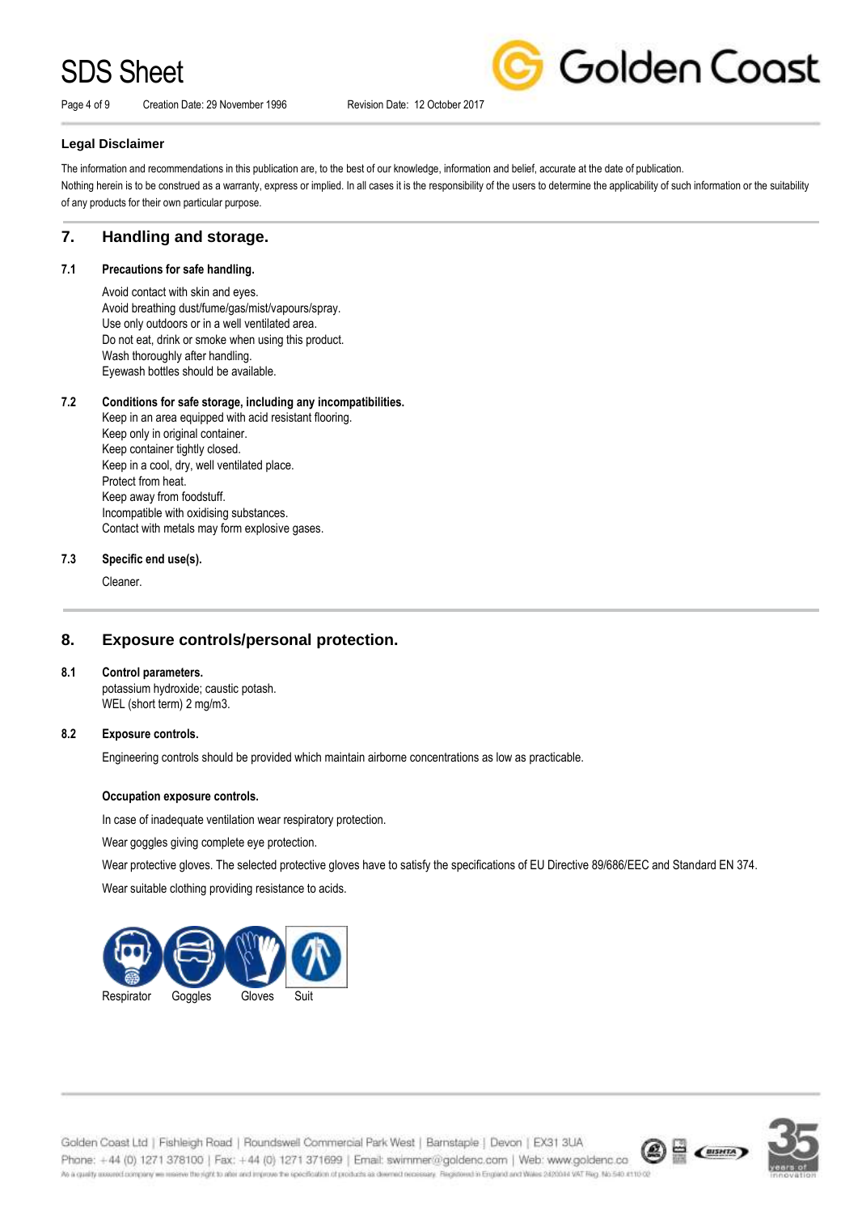### Legal Disclaimer

The information and recommendations in this publication are, to the best of our knowledge, information and belief, accurate at the date of publication.
Nothing herein is to be construed as a warranty, express or implied. In all cases it is the responsibility of the users to determine the applicability of such information or the suitability of any products for their own particular purpose.

## 7. Handling and storage.

### 7.1 Precautions for safe handling.

Avoid contact with skin and eyes.
Avoid breathing dust/fume/gas/mist/vapours/spray.
Use only outdoors or in a well ventilated area.
Do not eat, drink or smoke when using this product.
Wash thoroughly after handling.
Eyewash bottles should be available.

### 7.2 Conditions for safe storage, including any incompatibilities.

Keep in an area equipped with acid resistant flooring.
Keep only in original container.
Keep container tightly closed.
Keep in a cool, dry, well ventilated place.
Protect from heat.
Keep away from foodstuff.
Incompatible with oxidising substances.
Contact with metals may form explosive gases.

### 7.3 Specific end use(s).

Cleaner.

## 8. Exposure controls/personal protection.

### 8.1 Control parameters.

potassium hydroxide; caustic potash.
WEL (short term) 2 mg/m3.

### 8.2 Exposure controls.

Engineering controls should be provided which maintain airborne concentrations as low as practicable.

**Occupation exposure controls.**

In case of inadequate ventilation wear respiratory protection.

Wear goggles giving complete eye protection.

Wear protective gloves. The selected protective gloves have to satisfy the specifications of EU Directive 89/686/EEC and Standard EN 374.

Wear suitable clothing providing resistance to acids.

Respirator Goggles Gloves Suit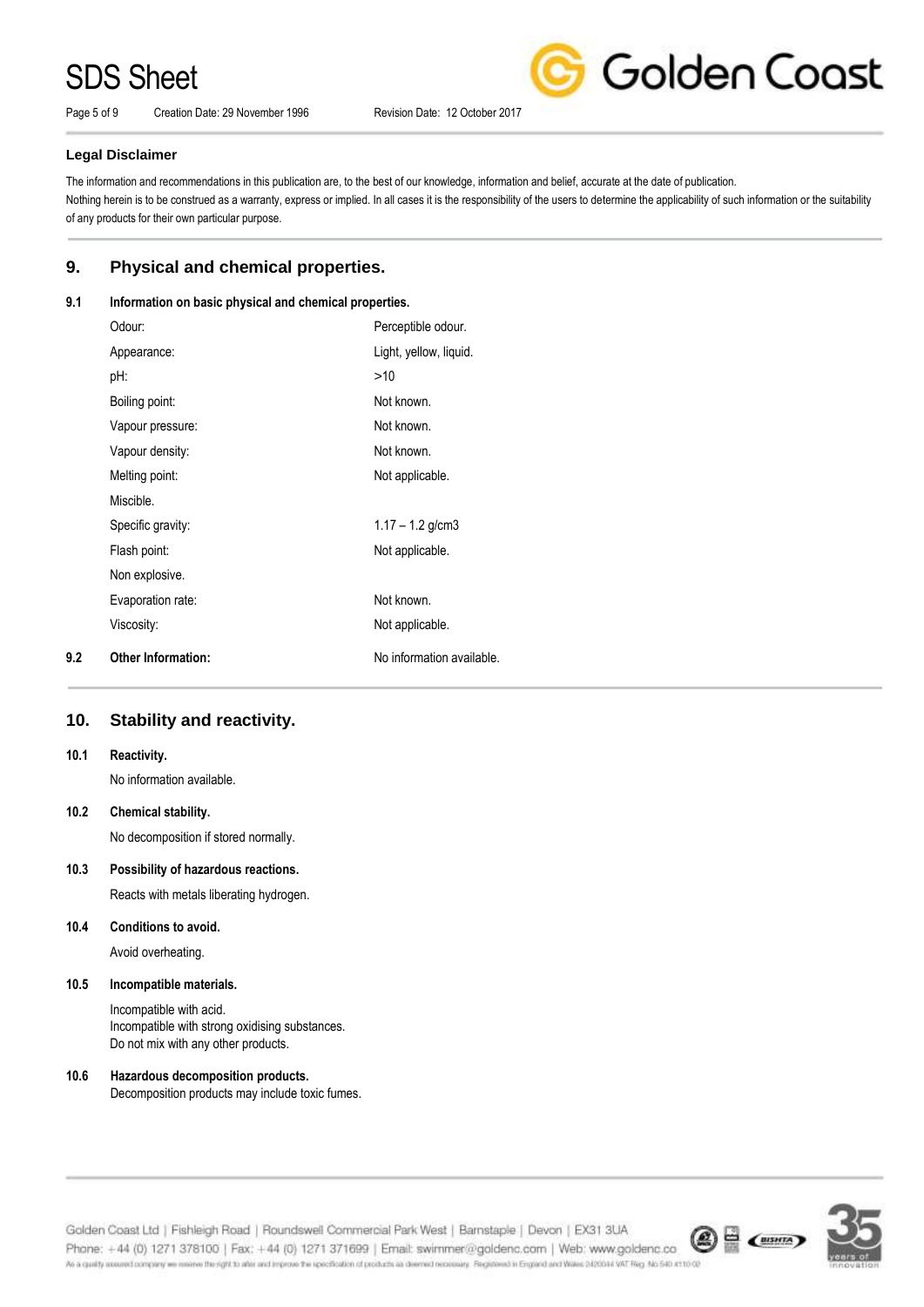**Legal Disclaimer**

The information and recommendations in this publication are, to the best of our knowledge, information and belief, accurate at the date of publication.
Nothing herein is to be construed as a warranty, express or implied. In all cases it is the responsibility of the users to determine the applicability of such information or the suitability of any products for their own particular purpose.

## 9. Physical and chemical properties.

### 9.1 Information on basic physical and chemical properties.

| | |
|---|---|
| Odour: | Perceptible odour. |
| Appearance: | Light, yellow, liquid. |
| pH: | >10 |
| Boiling point: | Not known. |
| Vapour pressure: | Not known. |
| Vapour density: | Not known. |
| Melting point: | Not applicable. |
| Miscible. | |
| Specific gravity: | 1.17 – 1.2 g/cm3 |
| Flash point: | Not applicable. |
| Non explosive. | |
| Evaporation rate: | Not known. |
| Viscosity: | Not applicable. |

### 9.2 Other Information:

No information available.

## 10. Stability and reactivity.

### 10.1 Reactivity.

No information available.

### 10.2 Chemical stability.

No decomposition if stored normally.

### 10.3 Possibility of hazardous reactions.

Reacts with metals liberating hydrogen.

### 10.4 Conditions to avoid.

Avoid overheating.

### 10.5 Incompatible materials.

Incompatible with acid.
Incompatible with strong oxidising substances.
Do not mix with any other products.

### 10.6 Hazardous decomposition products.

Decomposition products may include toxic fumes.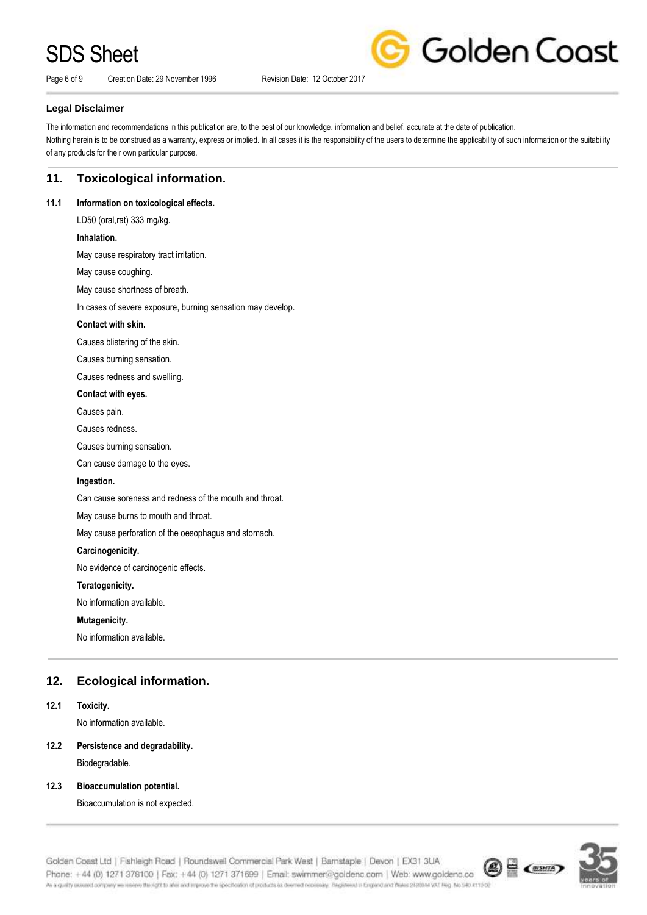### Legal Disclaimer

The information and recommendations in this publication are, to the best of our knowledge, information and belief, accurate at the date of publication.
Nothing herein is to be construed as a warranty, express or implied. In all cases it is the responsibility of the users to determine the applicability of such information or the suitability of any products for their own particular purpose.

## 11. Toxicological information.

### 11.1 Information on toxicological effects.

LD50 (oral,rat) 333 mg/kg.

**Inhalation.**

May cause respiratory tract irritation.

May cause coughing.

May cause shortness of breath.

In cases of severe exposure, burning sensation may develop.

**Contact with skin.**

Causes blistering of the skin.

Causes burning sensation.

Causes redness and swelling.

**Contact with eyes.**

Causes pain.

Causes redness.

Causes burning sensation.

Can cause damage to the eyes.

**Ingestion.**

Can cause soreness and redness of the mouth and throat.

May cause burns to mouth and throat.

May cause perforation of the oesophagus and stomach.

**Carcinogenicity.**

No evidence of carcinogenic effects.

**Teratogenicity.**

No information available.

**Mutagenicity.**

No information available.

## 12. Ecological information.

### 12.1 Toxicity.

No information available.

### 12.2 Persistence and degradability.

Biodegradable.

### 12.3 Bioaccumulation potential.

Bioaccumulation is not expected.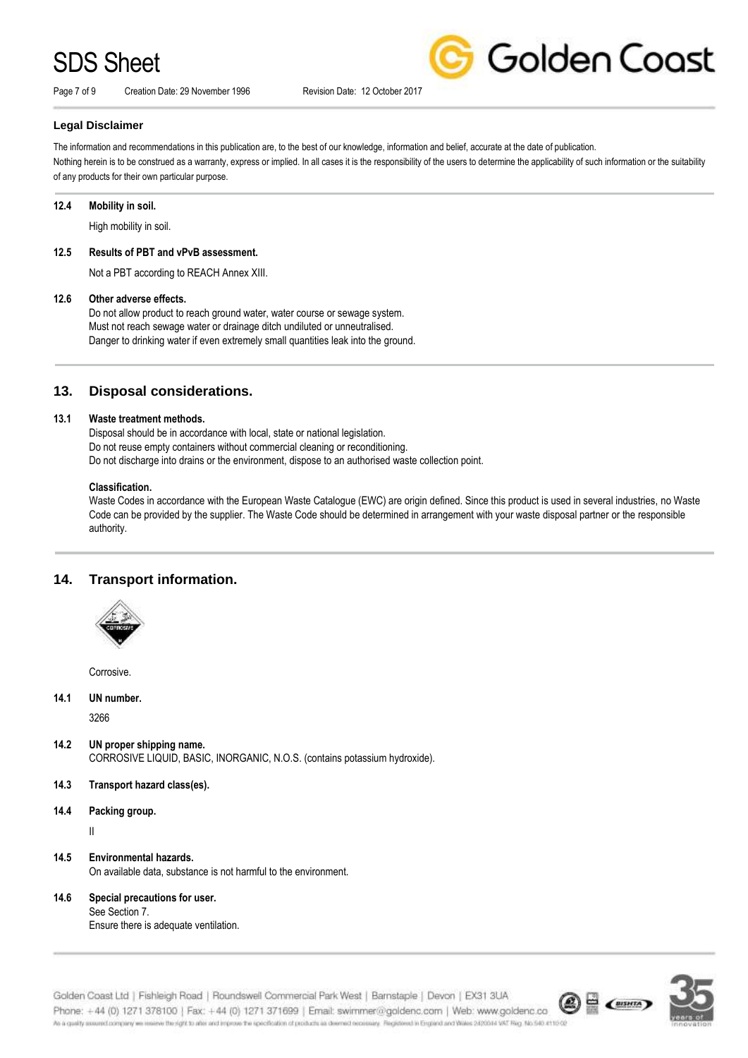### Legal Disclaimer

The information and recommendations in this publication are, to the best of our knowledge, information and belief, accurate at the date of publication.
Nothing herein is to be construed as a warranty, express or implied. In all cases it is the responsibility of the users to determine the applicability of such information or the suitability of any products for their own particular purpose.

**12.4 Mobility in soil.**

High mobility in soil.

**12.5 Results of PBT and vPvB assessment.**

Not a PBT according to REACH Annex XIII.

**12.6 Other adverse effects.**

Do not allow product to reach ground water, water course or sewage system.
Must not reach sewage water or drainage ditch undiluted or unneutralised.
Danger to drinking water if even extremely small quantities leak into the ground.

## 13. Disposal considerations.

**13.1 Waste treatment methods.**

Disposal should be in accordance with local, state or national legislation.
Do not reuse empty containers without commercial cleaning or reconditioning.
Do not discharge into drains or the environment, dispose to an authorised waste collection point.

**Classification.**

Waste Codes in accordance with the European Waste Catalogue (EWC) are origin defined. Since this product is used in several industries, no Waste Code can be provided by the supplier. The Waste Code should be determined in arrangement with your waste disposal partner or the responsible authority.

## 14. Transport information.

Corrosive.

**14.1 UN number.**

3266

**14.2 UN proper shipping name.**

CORROSIVE LIQUID, BASIC, INORGANIC, N.O.S. (contains potassium hydroxide).

**14.3 Transport hazard class(es).**

**14.4 Packing group.**

II

**14.5 Environmental hazards.**

On available data, substance is not harmful to the environment.

**14.6 Special precautions for user.**

See Section 7.
Ensure there is adequate ventilation.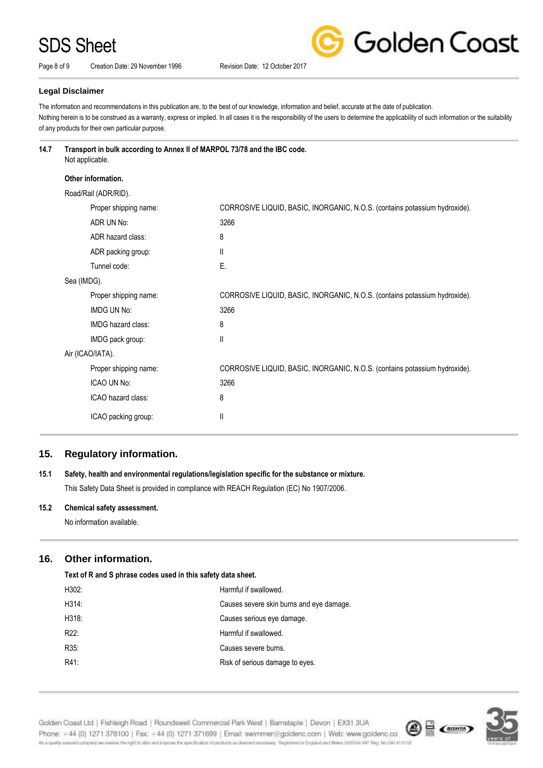### Legal Disclaimer

The information and recommendations in this publication are, to the best of our knowledge, information and belief, accurate at the date of publication.
Nothing herein is to be construed as a warranty, express or implied. In all cases it is the responsibility of the users to determine the applicability of such information or the suitability of any products for their own particular purpose.

**14.7 Transport in bulk according to Annex II of MARPOL 73/78 and the IBC code.**

Not applicable.

**Other information.**

Road/Rail (ADR/RID).

| | |
|---|---|
| Proper shipping name: | CORROSIVE LIQUID, BASIC, INORGANIC, N.O.S. (contains potassium hydroxide). |
| ADR UN No: | 3266 |
| ADR hazard class: | 8 |
| ADR packing group: | II |
| Tunnel code: | E. |

Sea (IMDG).

| | |
|---|---|
| Proper shipping name: | CORROSIVE LIQUID, BASIC, INORGANIC, N.O.S. (contains potassium hydroxide). |
| IMDG UN No: | 3266 |
| IMDG hazard class: | 8 |
| IMDG pack group: | II |

Air (ICAO/IATA).

| | |
|---|---|
| Proper shipping name: | CORROSIVE LIQUID, BASIC, INORGANIC, N.O.S. (contains potassium hydroxide). |
| ICAO UN No: | 3266 |
| ICAO hazard class: | 8 |
| ICAO packing group: | II |

## 15. Regulatory information.

**15.1 Safety, health and environmental regulations/legislation specific for the substance or mixture.**

This Safety Data Sheet is provided in compliance with REACH Regulation (EC) No 1907/2006.

**15.2 Chemical safety assessment.**

No information available.

## 16. Other information.

**Text of R and S phrase codes used in this safety data sheet.**

| | |
|---|---|
| H302: | Harmful if swallowed. |
| H314: | Causes severe skin burns and eye damage. |
| H318: | Causes serious eye damage. |
| R22: | Harmful if swallowed. |
| R35: | Causes severe burns. |
| R41: | Risk of serious damage to eyes. |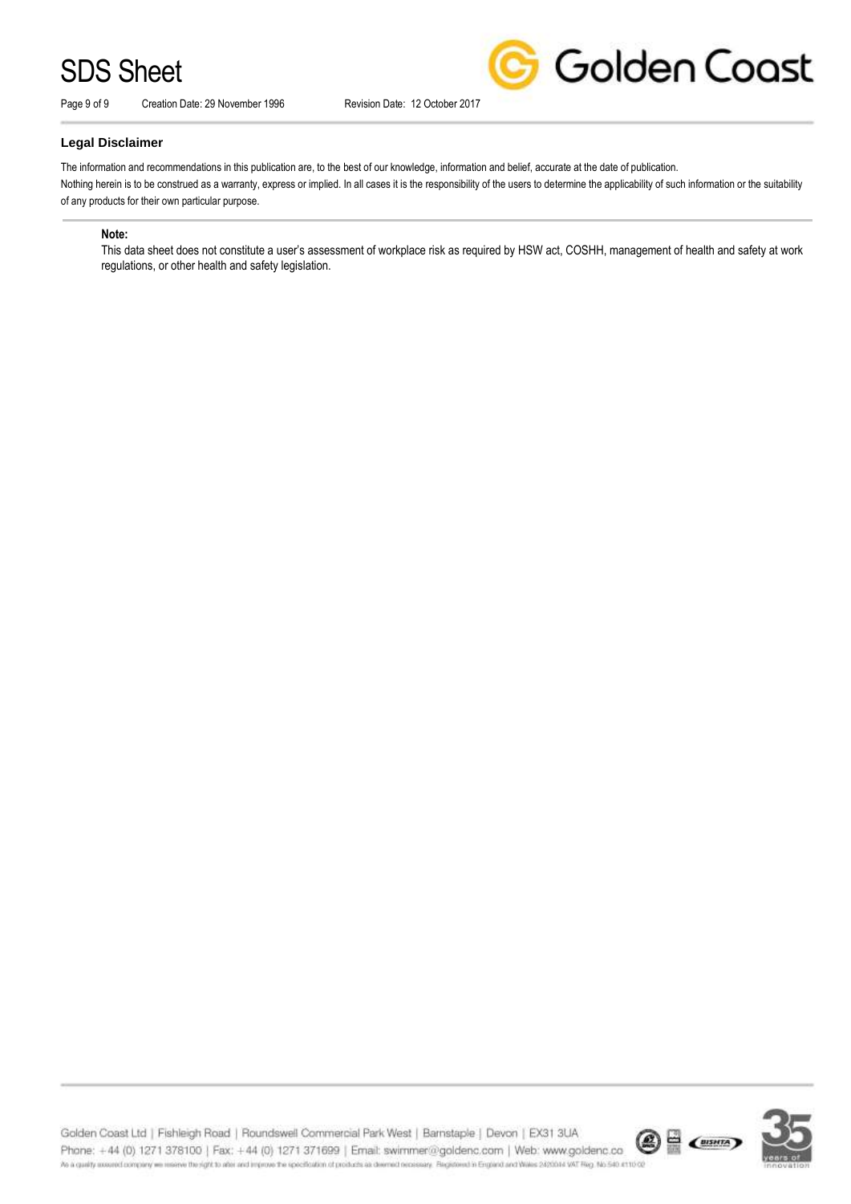### Legal Disclaimer

The information and recommendations in this publication are, to the best of our knowledge, information and belief, accurate at the date of publication.

Nothing herein is to be construed as a warranty, express or implied. In all cases it is the responsibility of the users to determine the applicability of such information or the suitability of any products for their own particular purpose.

**Note:**

This data sheet does not constitute a user's assessment of workplace risk as required by HSW act, COSHH, management of health and safety at work regulations, or other health and safety legislation.